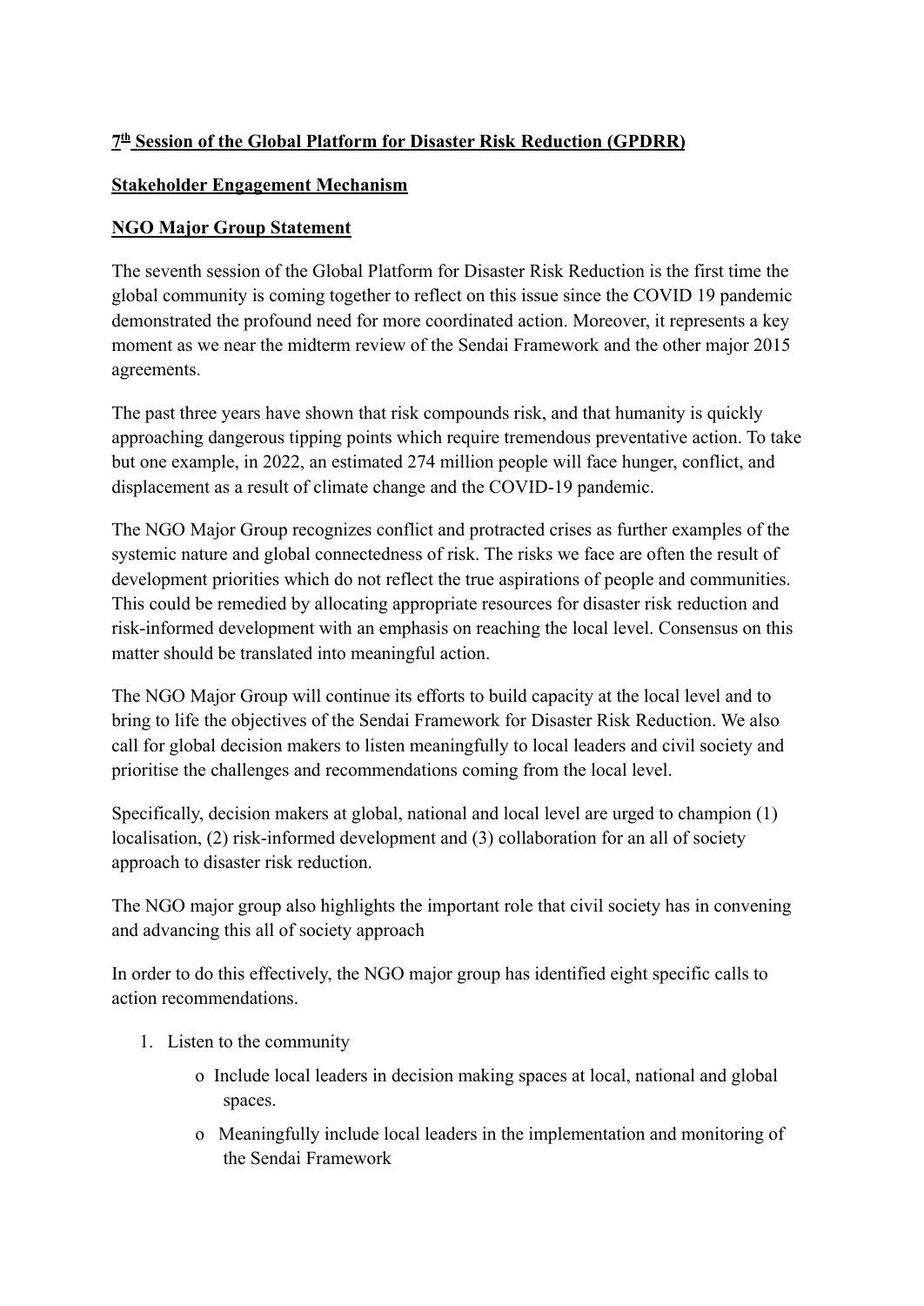**7th Session of the Global Platform for Disaster Risk Reduction (GPDRR)**

**Stakeholder Engagement Mechanism**

**NGO Major Group Statement**

The seventh session of the Global Platform for Disaster Risk Reduction is the first time the global community is coming together to reflect on this issue since the COVID 19 pandemic demonstrated the profound need for more coordinated action. Moreover, it represents a key moment as we near the midterm review of the Sendai Framework and the other major 2015 agreements.

The past three years have shown that risk compounds risk, and that humanity is quickly approaching dangerous tipping points which require tremendous preventative action. To take but one example, in 2022, an estimated 274 million people will face hunger, conflict, and displacement as a result of climate change and the COVID-19 pandemic.

The NGO Major Group recognizes conflict and protracted crises as further examples of the systemic nature and global connectedness of risk. The risks we face are often the result of development priorities which do not reflect the true aspirations of people and communities. This could be remedied by allocating appropriate resources for disaster risk reduction and risk-informed development with an emphasis on reaching the local level. Consensus on this matter should be translated into meaningful action.

The NGO Major Group will continue its efforts to build capacity at the local level and to bring to life the objectives of the Sendai Framework for Disaster Risk Reduction. We also call for global decision makers to listen meaningfully to local leaders and civil society and prioritise the challenges and recommendations coming from the local level.

Specifically, decision makers at global, national and local level are urged to champion (1) localisation, (2) risk-informed development and (3) collaboration for an all of society approach to disaster risk reduction.

The NGO major group also highlights the important role that civil society has in convening and advancing this all of society approach

In order to do this effectively, the NGO major group has identified eight specific calls to action recommendations.

1. Listen to the community
    - Include local leaders in decision making spaces at local, national and global spaces.
    - Meaningfully include local leaders in the implementation and monitoring of the Sendai Framework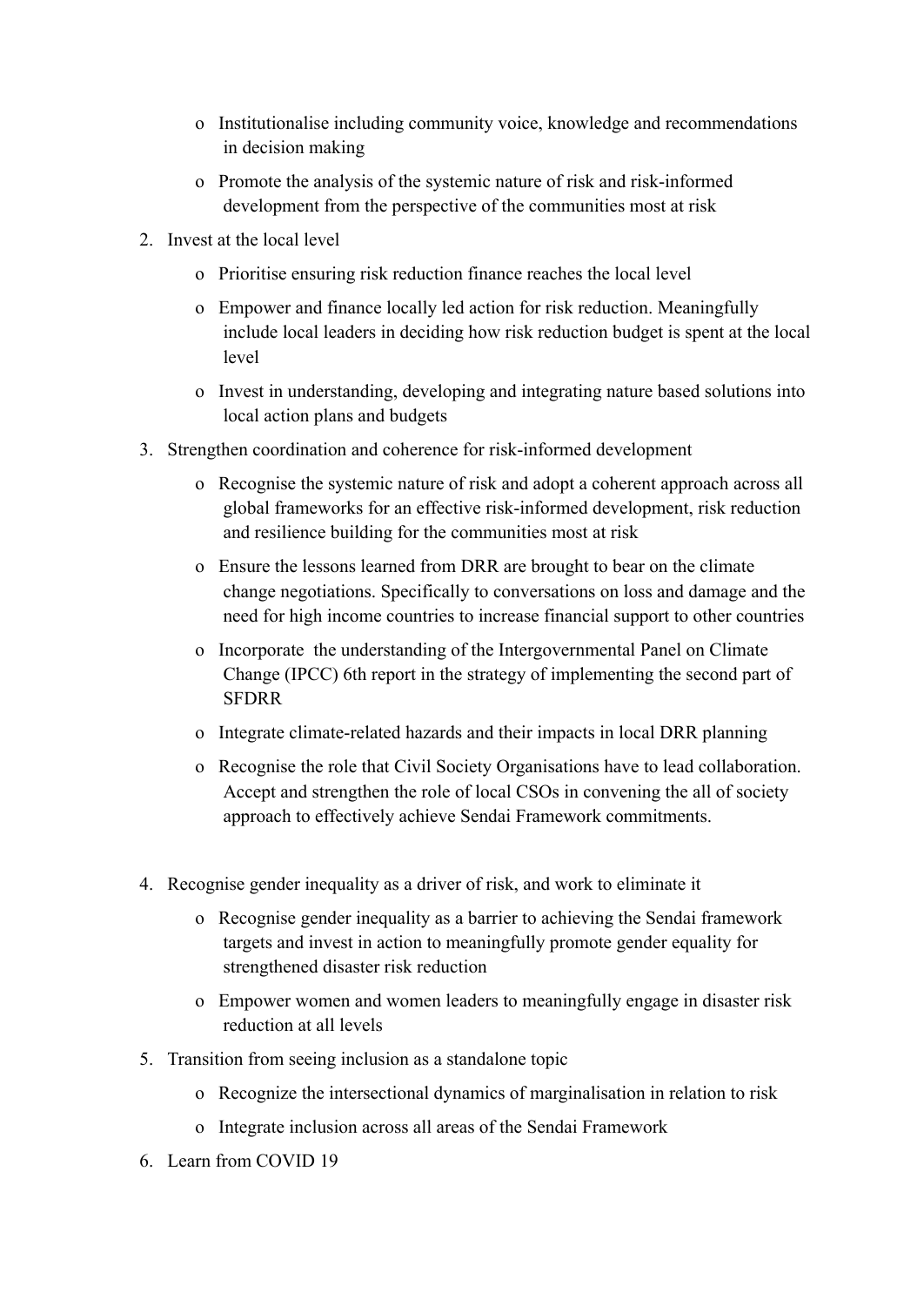- Institutionalise including community voice, knowledge and recommendations in decision making
- Promote the analysis of the systemic nature of risk and risk-informed development from the perspective of the communities most at risk

2. Invest at the local level
   - Prioritise ensuring risk reduction finance reaches the local level
   - Empower and finance locally led action for risk reduction. Meaningfully include local leaders in deciding how risk reduction budget is spent at the local level
   - Invest in understanding, developing and integrating nature based solutions into local action plans and budgets

3. Strengthen coordination and coherence for risk-informed development
   - Recognise the systemic nature of risk and adopt a coherent approach across all global frameworks for an effective risk-informed development, risk reduction and resilience building for the communities most at risk
   - Ensure the lessons learned from DRR are brought to bear on the climate change negotiations. Specifically to conversations on loss and damage and the need for high income countries to increase financial support to other countries
   - Incorporate the understanding of the Intergovernmental Panel on Climate Change (IPCC) 6th report in the strategy of implementing the second part of SFDRR
   - Integrate climate-related hazards and their impacts in local DRR planning
   - Recognise the role that Civil Society Organisations have to lead collaboration. Accept and strengthen the role of local CSOs in convening the all of society approach to effectively achieve Sendai Framework commitments.

4. Recognise gender inequality as a driver of risk, and work to eliminate it
   - Recognise gender inequality as a barrier to achieving the Sendai framework targets and invest in action to meaningfully promote gender equality for strengthened disaster risk reduction
   - Empower women and women leaders to meaningfully engage in disaster risk reduction at all levels

5. Transition from seeing inclusion as a standalone topic
   - Recognize the intersectional dynamics of marginalisation in relation to risk
   - Integrate inclusion across all areas of the Sendai Framework

6. Learn from COVID 19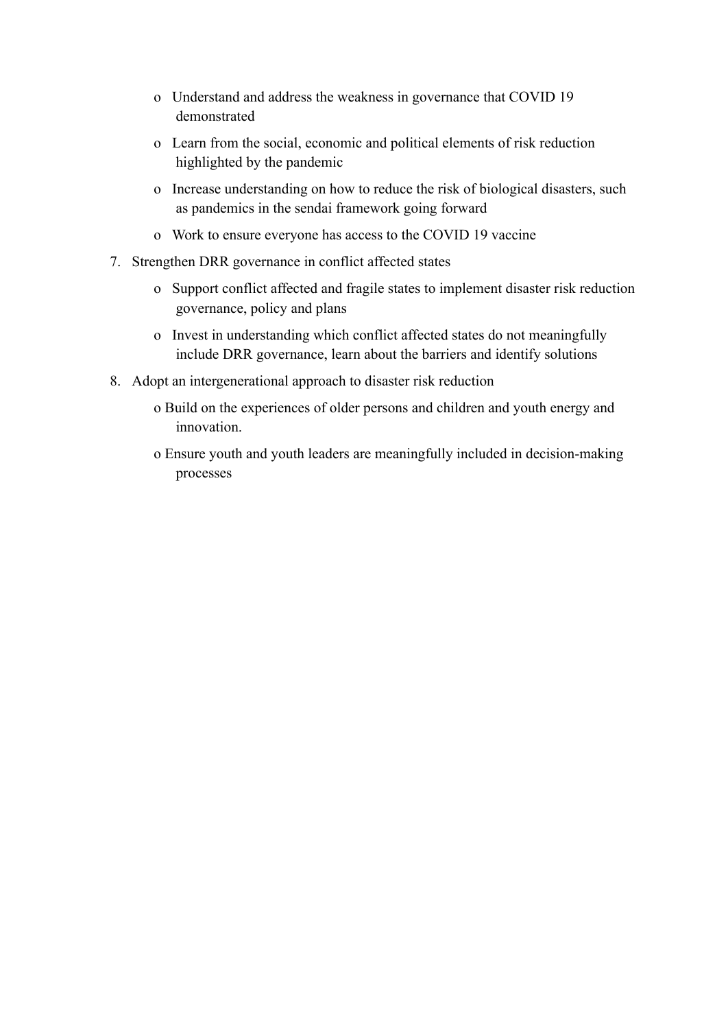- Understand and address the weakness in governance that COVID 19 demonstrated
- Learn from the social, economic and political elements of risk reduction highlighted by the pandemic
- Increase understanding on how to reduce the risk of biological disasters, such as pandemics in the sendai framework going forward
- Work to ensure everyone has access to the COVID 19 vaccine

7. Strengthen DRR governance in conflict affected states
   - Support conflict affected and fragile states to implement disaster risk reduction governance, policy and plans
   - Invest in understanding which conflict affected states do not meaningfully include DRR governance, learn about the barriers and identify solutions
8. Adopt an intergenerational approach to disaster risk reduction
   - Build on the experiences of older persons and children and youth energy and innovation.
   - Ensure youth and youth leaders are meaningfully included in decision-making processes